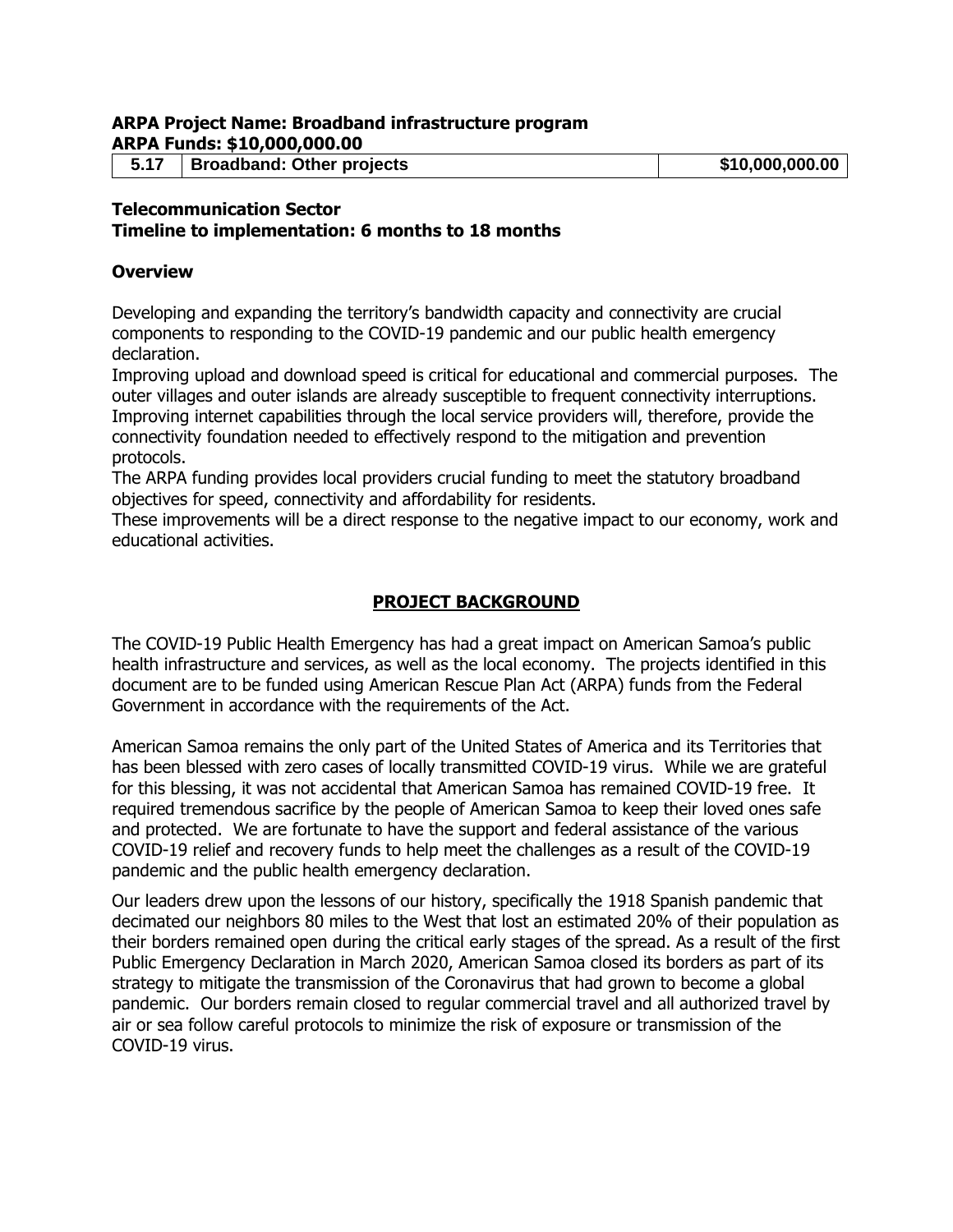**ARPA Project Name: Broadband infrastructure program**
**ARPA Funds: $10,000,000.00**

| 5.17 | Broadband: Other projects | $10,000,000.00 |
|---|---|---|

**Telecommunication Sector**
**Timeline to implementation: 6 months to 18 months**

**Overview**

Developing and expanding the territory's bandwidth capacity and connectivity are crucial components to responding to the COVID-19 pandemic and our public health emergency declaration.

Improving upload and download speed is critical for educational and commercial purposes. The outer villages and outer islands are already susceptible to frequent connectivity interruptions. Improving internet capabilities through the local service providers will, therefore, provide the connectivity foundation needed to effectively respond to the mitigation and prevention protocols.

The ARPA funding provides local providers crucial funding to meet the statutory broadband objectives for speed, connectivity and affordability for residents.

These improvements will be a direct response to the negative impact to our economy, work and educational activities.

## PROJECT BACKGROUND

The COVID-19 Public Health Emergency has had a great impact on American Samoa's public health infrastructure and services, as well as the local economy. The projects identified in this document are to be funded using American Rescue Plan Act (ARPA) funds from the Federal Government in accordance with the requirements of the Act.

American Samoa remains the only part of the United States of America and its Territories that has been blessed with zero cases of locally transmitted COVID-19 virus. While we are grateful for this blessing, it was not accidental that American Samoa has remained COVID-19 free. It required tremendous sacrifice by the people of American Samoa to keep their loved ones safe and protected. We are fortunate to have the support and federal assistance of the various COVID-19 relief and recovery funds to help meet the challenges as a result of the COVID-19 pandemic and the public health emergency declaration.

Our leaders drew upon the lessons of our history, specifically the 1918 Spanish pandemic that decimated our neighbors 80 miles to the West that lost an estimated 20% of their population as their borders remained open during the critical early stages of the spread. As a result of the first Public Emergency Declaration in March 2020, American Samoa closed its borders as part of its strategy to mitigate the transmission of the Coronavirus that had grown to become a global pandemic. Our borders remain closed to regular commercial travel and all authorized travel by air or sea follow careful protocols to minimize the risk of exposure or transmission of the COVID-19 virus.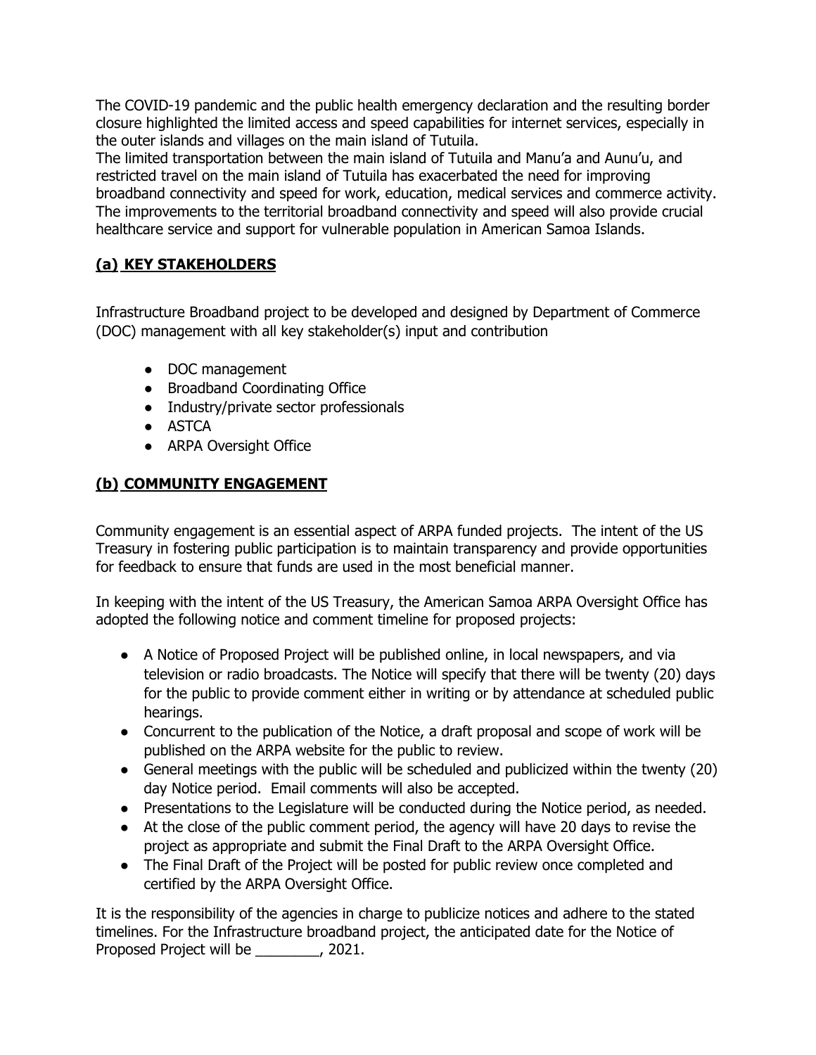The COVID-19 pandemic and the public health emergency declaration and the resulting border closure highlighted the limited access and speed capabilities for internet services, especially in the outer islands and villages on the main island of Tutuila.
The limited transportation between the main island of Tutuila and Manu'a and Aunu'u, and restricted travel on the main island of Tutuila has exacerbated the need for improving broadband connectivity and speed for work, education, medical services and commerce activity. The improvements to the territorial broadband connectivity and speed will also provide crucial healthcare service and support for vulnerable population in American Samoa Islands.

## (a) KEY STAKEHOLDERS

Infrastructure Broadband project to be developed and designed by Department of Commerce (DOC) management with all key stakeholder(s) input and contribution

- DOC management
- Broadband Coordinating Office
- Industry/private sector professionals
- ASTCA
- ARPA Oversight Office

## (b) COMMUNITY ENGAGEMENT

Community engagement is an essential aspect of ARPA funded projects. The intent of the US Treasury in fostering public participation is to maintain transparency and provide opportunities for feedback to ensure that funds are used in the most beneficial manner.

In keeping with the intent of the US Treasury, the American Samoa ARPA Oversight Office has adopted the following notice and comment timeline for proposed projects:

- A Notice of Proposed Project will be published online, in local newspapers, and via television or radio broadcasts. The Notice will specify that there will be twenty (20) days for the public to provide comment either in writing or by attendance at scheduled public hearings.
- Concurrent to the publication of the Notice, a draft proposal and scope of work will be published on the ARPA website for the public to review.
- General meetings with the public will be scheduled and publicized within the twenty (20) day Notice period. Email comments will also be accepted.
- Presentations to the Legislature will be conducted during the Notice period, as needed.
- At the close of the public comment period, the agency will have 20 days to revise the project as appropriate and submit the Final Draft to the ARPA Oversight Office.
- The Final Draft of the Project will be posted for public review once completed and certified by the ARPA Oversight Office.

It is the responsibility of the agencies in charge to publicize notices and adhere to the stated timelines. For the Infrastructure broadband project, the anticipated date for the Notice of Proposed Project will be ________, 2021.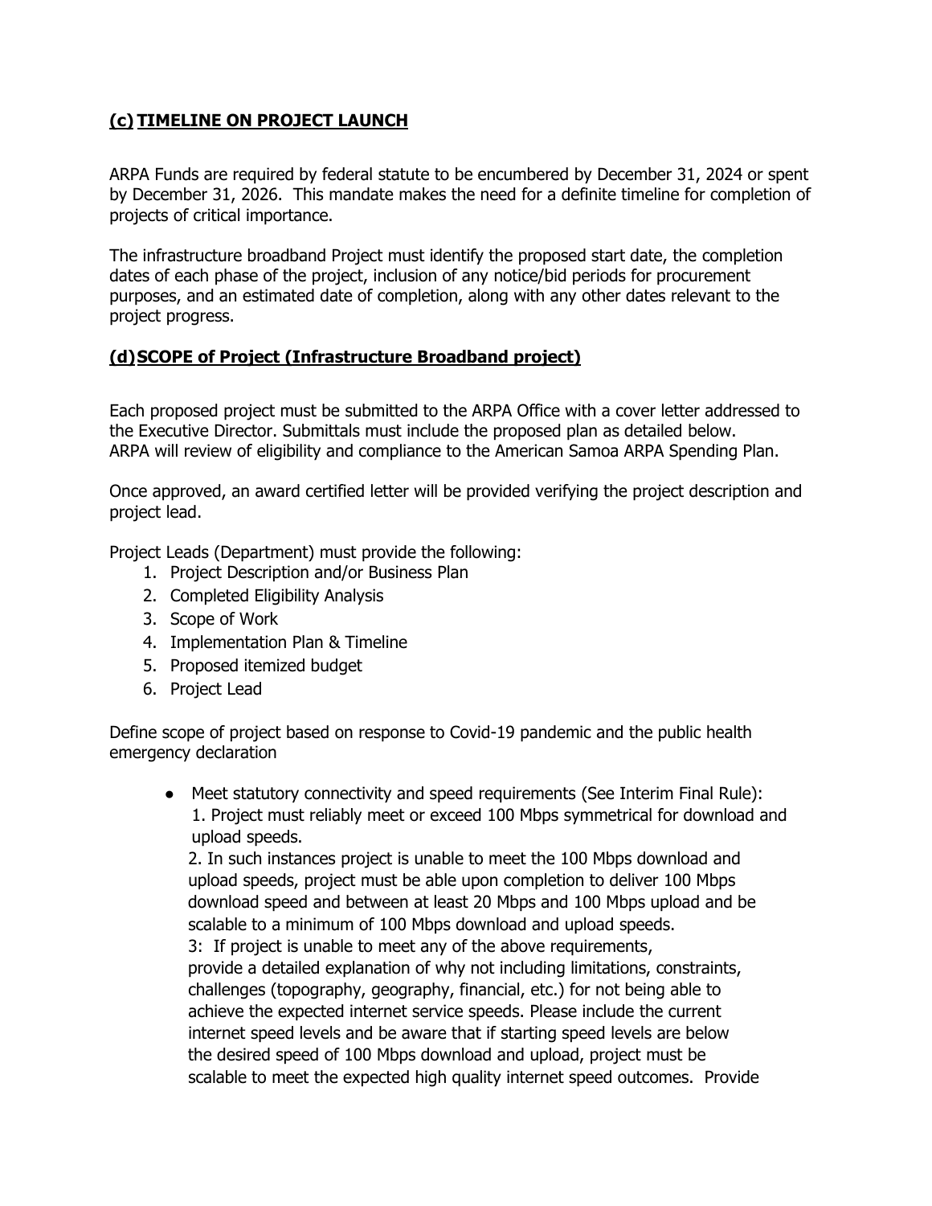## **(c) TIMELINE ON PROJECT LAUNCH**

ARPA Funds are required by federal statute to be encumbered by December 31, 2024 or spent by December 31, 2026. This mandate makes the need for a definite timeline for completion of projects of critical importance.

The infrastructure broadband Project must identify the proposed start date, the completion dates of each phase of the project, inclusion of any notice/bid periods for procurement purposes, and an estimated date of completion, along with any other dates relevant to the project progress.

## **(d) SCOPE of Project (Infrastructure Broadband project)**

Each proposed project must be submitted to the ARPA Office with a cover letter addressed to the Executive Director. Submittals must include the proposed plan as detailed below. ARPA will review of eligibility and compliance to the American Samoa ARPA Spending Plan.

Once approved, an award certified letter will be provided verifying the project description and project lead.

Project Leads (Department) must provide the following:

1. Project Description and/or Business Plan
2. Completed Eligibility Analysis
3. Scope of Work
4. Implementation Plan & Timeline
5. Proposed itemized budget
6. Project Lead

Define scope of project based on response to Covid-19 pandemic and the public health emergency declaration

- Meet statutory connectivity and speed requirements (See Interim Final Rule):
  1. Project must reliably meet or exceed 100 Mbps symmetrical for download and upload speeds.
  2. In such instances project is unable to meet the 100 Mbps download and upload speeds, project must be able upon completion to deliver 100 Mbps download speed and between at least 20 Mbps and 100 Mbps upload and be scalable to a minimum of 100 Mbps download and upload speeds.
  3: If project is unable to meet any of the above requirements, provide a detailed explanation of why not including limitations, constraints, challenges (topography, geography, financial, etc.) for not being able to achieve the expected internet service speeds. Please include the current internet speed levels and be aware that if starting speed levels are below the desired speed of 100 Mbps download and upload, project must be scalable to meet the expected high quality internet speed outcomes. Provide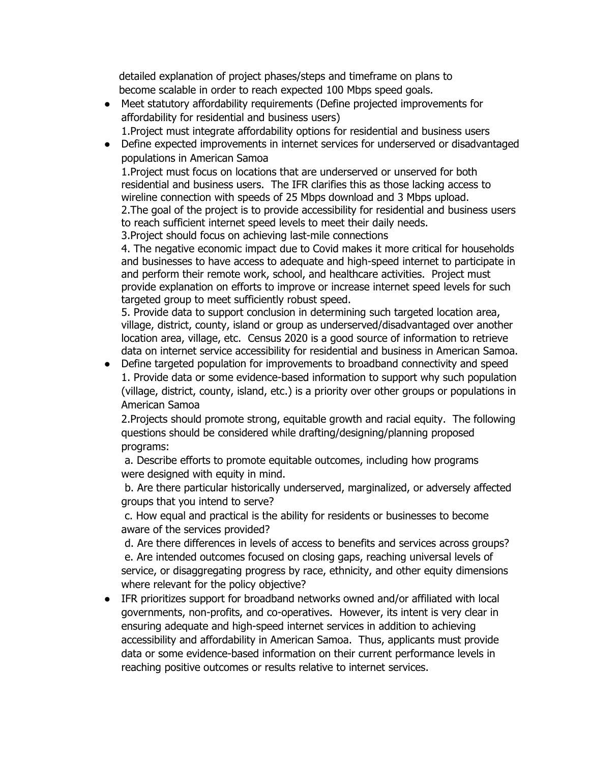detailed explanation of project phases/steps and timeframe on plans to become scalable in order to reach expected 100 Mbps speed goals.

- Meet statutory affordability requirements (Define projected improvements for affordability for residential and business users)
  1.Project must integrate affordability options for residential and business users
- Define expected improvements in internet services for underserved or disadvantaged populations in American Samoa
  1.Project must focus on locations that are underserved or unserved for both residential and business users. The IFR clarifies this as those lacking access to wireline connection with speeds of 25 Mbps download and 3 Mbps upload.
  2.The goal of the project is to provide accessibility for residential and business users to reach sufficient internet speed levels to meet their daily needs.
  3.Project should focus on achieving last-mile connections
  4. The negative economic impact due to Covid makes it more critical for households and businesses to have access to adequate and high-speed internet to participate in and perform their remote work, school, and healthcare activities. Project must provide explanation on efforts to improve or increase internet speed levels for such targeted group to meet sufficiently robust speed.
  5. Provide data to support conclusion in determining such targeted location area, village, district, county, island or group as underserved/disadvantaged over another location area, village, etc. Census 2020 is a good source of information to retrieve data on internet service accessibility for residential and business in American Samoa.
- Define targeted population for improvements to broadband connectivity and speed
  1. Provide data or some evidence-based information to support why such population (village, district, county, island, etc.) is a priority over other groups or populations in American Samoa
  2.Projects should promote strong, equitable growth and racial equity. The following questions should be considered while drafting/designing/planning proposed programs:
  a. Describe efforts to promote equitable outcomes, including how programs were designed with equity in mind.
  b. Are there particular historically underserved, marginalized, or adversely affected groups that you intend to serve?
  c. How equal and practical is the ability for residents or businesses to become aware of the services provided?
  d. Are there differences in levels of access to benefits and services across groups?
  e. Are intended outcomes focused on closing gaps, reaching universal levels of service, or disaggregating progress by race, ethnicity, and other equity dimensions where relevant for the policy objective?
- IFR prioritizes support for broadband networks owned and/or affiliated with local governments, non-profits, and co-operatives. However, its intent is very clear in ensuring adequate and high-speed internet services in addition to achieving accessibility and affordability in American Samoa. Thus, applicants must provide data or some evidence-based information on their current performance levels in reaching positive outcomes or results relative to internet services.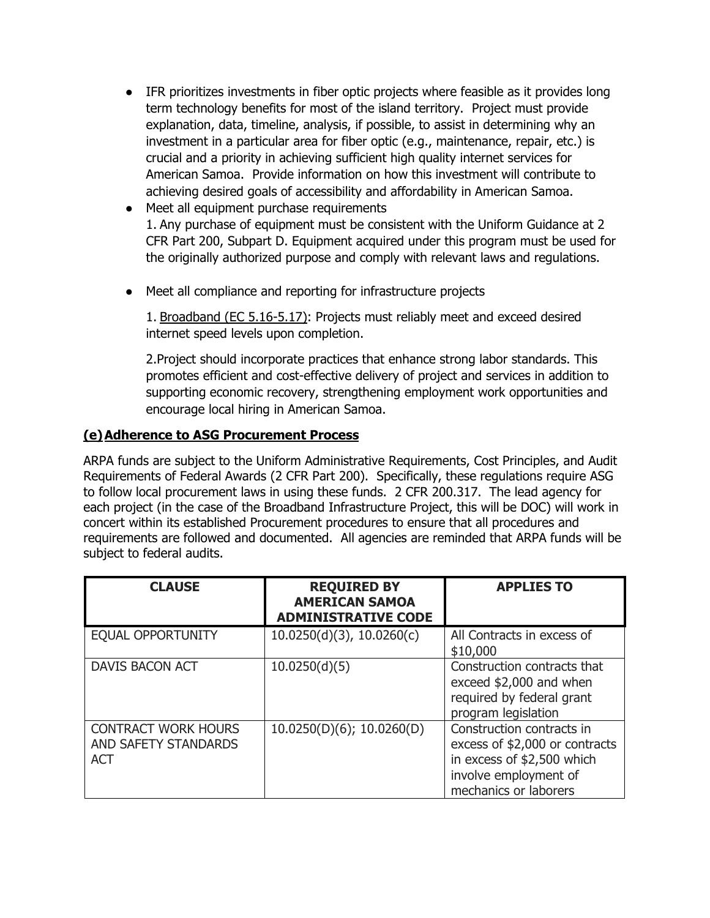- IFR prioritizes investments in fiber optic projects where feasible as it provides long term technology benefits for most of the island territory. Project must provide explanation, data, timeline, analysis, if possible, to assist in determining why an investment in a particular area for fiber optic (e.g., maintenance, repair, etc.) is crucial and a priority in achieving sufficient high quality internet services for American Samoa. Provide information on how this investment will contribute to achieving desired goals of accessibility and affordability in American Samoa.
- Meet all equipment purchase requirements

  1. Any purchase of equipment must be consistent with the Uniform Guidance at 2 CFR Part 200, Subpart D. Equipment acquired under this program must be used for the originally authorized purpose and comply with relevant laws and regulations.

- Meet all compliance and reporting for infrastructure projects

  1. Broadband (EC 5.16-5.17): Projects must reliably meet and exceed desired internet speed levels upon completion.

  2. Project should incorporate practices that enhance strong labor standards. This promotes efficient and cost-effective delivery of project and services in addition to supporting economic recovery, strengthening employment work opportunities and encourage local hiring in American Samoa.

### (e) Adherence to ASG Procurement Process

ARPA funds are subject to the Uniform Administrative Requirements, Cost Principles, and Audit Requirements of Federal Awards (2 CFR Part 200). Specifically, these regulations require ASG to follow local procurement laws in using these funds. 2 CFR 200.317. The lead agency for each project (in the case of the Broadband Infrastructure Project, this will be DOC) will work in concert within its established Procurement procedures to ensure that all procedures and requirements are followed and documented. All agencies are reminded that ARPA funds will be subject to federal audits.

| CLAUSE | REQUIRED BY AMERICAN SAMOA ADMINISTRATIVE CODE | APPLIES TO |
|---|---|---|
| EQUAL OPPORTUNITY | 10.0250(d)(3), 10.0260(c) | All Contracts in excess of $10,000 |
| DAVIS BACON ACT | 10.0250(d)(5) | Construction contracts that exceed $2,000 and when required by federal grant program legislation |
| CONTRACT WORK HOURS AND SAFETY STANDARDS ACT | 10.0250(D)(6); 10.0260(D) | Construction contracts in excess of $2,000 or contracts in excess of $2,500 which involve employment of mechanics or laborers |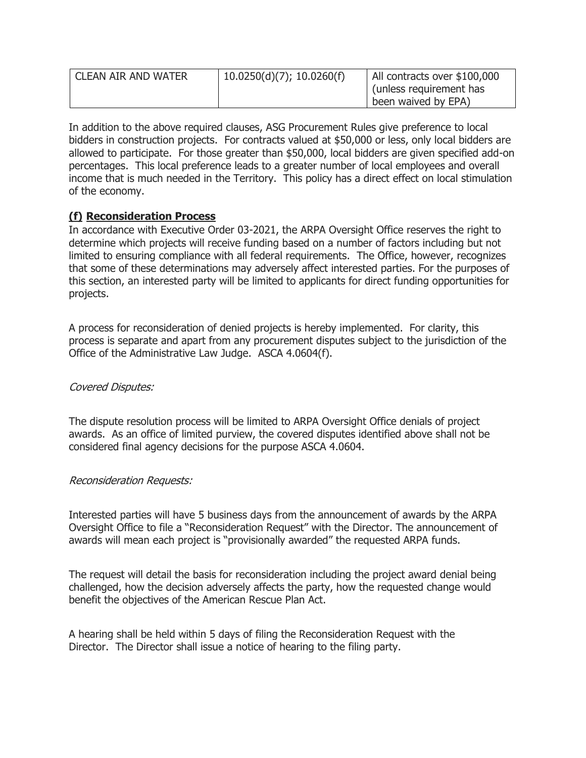| CLEAN AIR AND WATER | 10.0250(d)(7); 10.0260(f) | All contracts over $100,000 (unless requirement has been waived by EPA) |
|---|---|---|

In addition to the above required clauses, ASG Procurement Rules give preference to local bidders in construction projects. For contracts valued at $50,000 or less, only local bidders are allowed to participate. For those greater than $50,000, local bidders are given specified add-on percentages. This local preference leads to a greater number of local employees and overall income that is much needed in the Territory. This policy has a direct effect on local stimulation of the economy.

**(f) Reconsideration Process**

In accordance with Executive Order 03-2021, the ARPA Oversight Office reserves the right to determine which projects will receive funding based on a number of factors including but not limited to ensuring compliance with all federal requirements. The Office, however, recognizes that some of these determinations may adversely affect interested parties. For the purposes of this section, an interested party will be limited to applicants for direct funding opportunities for projects.

A process for reconsideration of denied projects is hereby implemented. For clarity, this process is separate and apart from any procurement disputes subject to the jurisdiction of the Office of the Administrative Law Judge. ASCA 4.0604(f).

*Covered Disputes:*

The dispute resolution process will be limited to ARPA Oversight Office denials of project awards. As an office of limited purview, the covered disputes identified above shall not be considered final agency decisions for the purpose ASCA 4.0604.

*Reconsideration Requests:*

Interested parties will have 5 business days from the announcement of awards by the ARPA Oversight Office to file a "Reconsideration Request" with the Director. The announcement of awards will mean each project is "provisionally awarded" the requested ARPA funds.

The request will detail the basis for reconsideration including the project award denial being challenged, how the decision adversely affects the party, how the requested change would benefit the objectives of the American Rescue Plan Act.

A hearing shall be held within 5 days of filing the Reconsideration Request with the Director. The Director shall issue a notice of hearing to the filing party.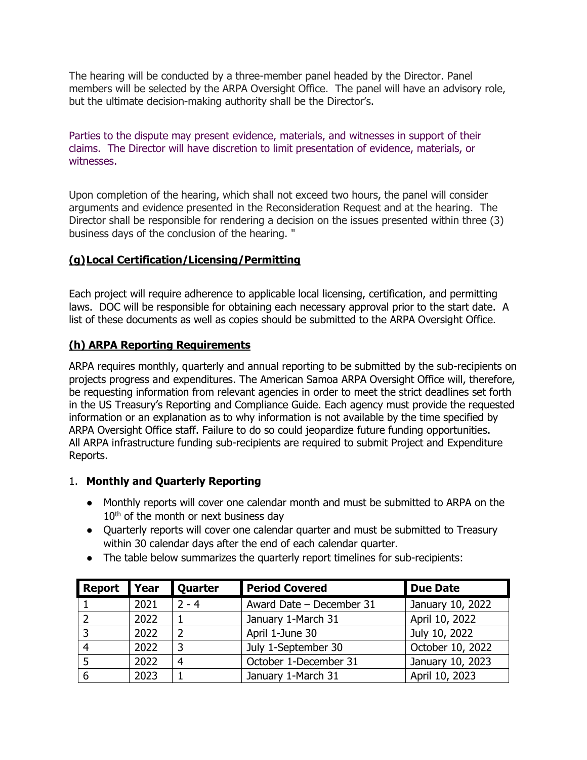The hearing will be conducted by a three-member panel headed by the Director. Panel members will be selected by the ARPA Oversight Office. The panel will have an advisory role, but the ultimate decision-making authority shall be the Director's.

Parties to the dispute may present evidence, materials, and witnesses in support of their claims. The Director will have discretion to limit presentation of evidence, materials, or witnesses.

Upon completion of the hearing, which shall not exceed two hours, the panel will consider arguments and evidence presented in the Reconsideration Request and at the hearing. The Director shall be responsible for rendering a decision on the issues presented within three (3) business days of the conclusion of the hearing. "

## **(g) Local Certification/Licensing/Permitting**

Each project will require adherence to applicable local licensing, certification, and permitting laws. DOC will be responsible for obtaining each necessary approval prior to the start date. A list of these documents as well as copies should be submitted to the ARPA Oversight Office.

## **(h) ARPA Reporting Requirements**

ARPA requires monthly, quarterly and annual reporting to be submitted by the sub-recipients on projects progress and expenditures. The American Samoa ARPA Oversight Office will, therefore, be requesting information from relevant agencies in order to meet the strict deadlines set forth in the US Treasury's Reporting and Compliance Guide. Each agency must provide the requested information or an explanation as to why information is not available by the time specified by ARPA Oversight Office staff. Failure to do so could jeopardize future funding opportunities. All ARPA infrastructure funding sub-recipients are required to submit Project and Expenditure Reports.

1. **Monthly and Quarterly Reporting**

- Monthly reports will cover one calendar month and must be submitted to ARPA on the 10th of the month or next business day
- Quarterly reports will cover one calendar quarter and must be submitted to Treasury within 30 calendar days after the end of each calendar quarter.
- The table below summarizes the quarterly report timelines for sub-recipients:

| Report | Year | Quarter | Period Covered | Due Date |
|---|---|---|---|---|
| 1 | 2021 | 2 - 4 | Award Date – December 31 | January 10, 2022 |
| 2 | 2022 | 1 | January 1-March 31 | April 10, 2022 |
| 3 | 2022 | 2 | April 1-June 30 | July 10, 2022 |
| 4 | 2022 | 3 | July 1-September 30 | October 10, 2022 |
| 5 | 2022 | 4 | October 1-December 31 | January 10, 2023 |
| 6 | 2023 | 1 | January 1-March 31 | April 10, 2023 |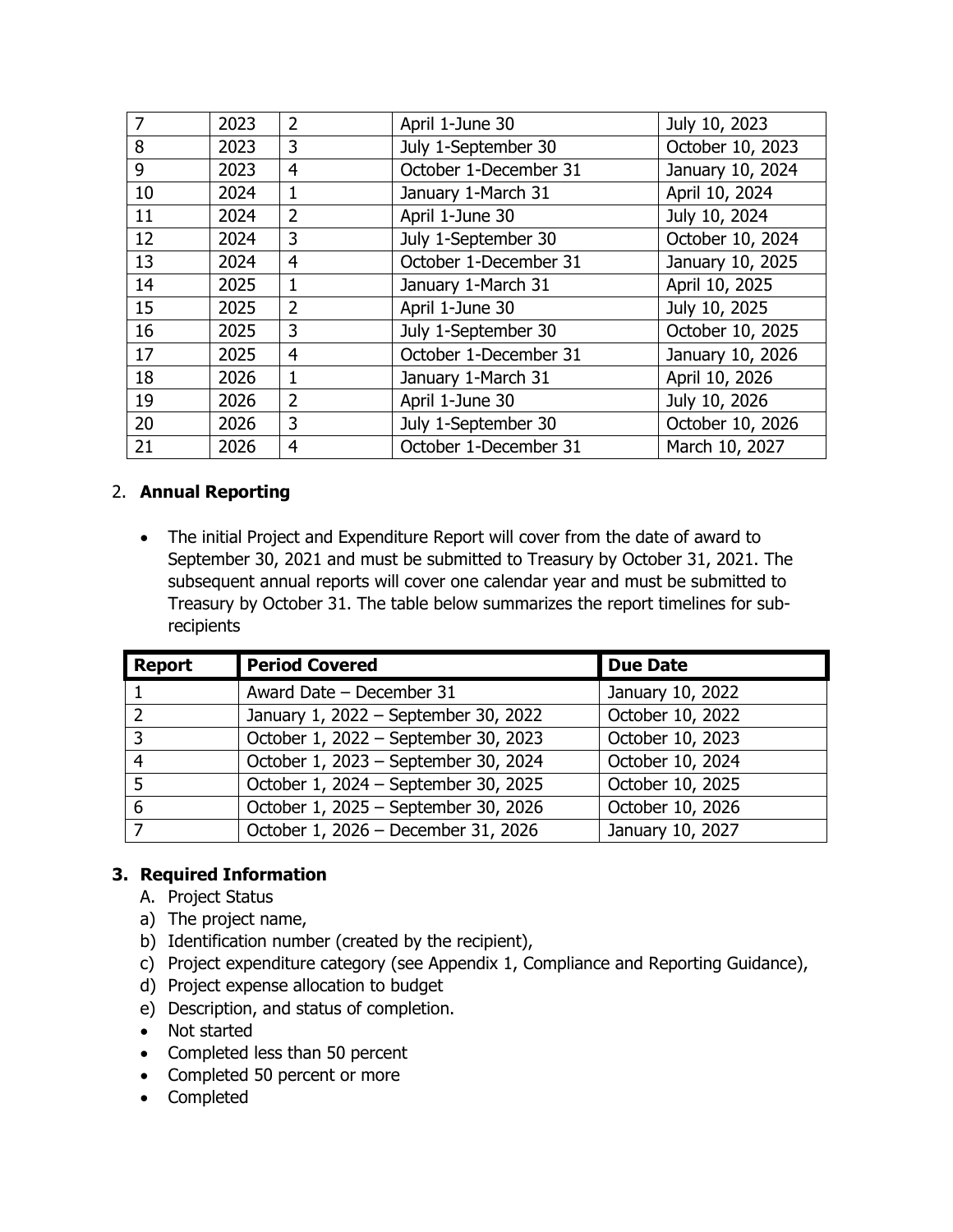| 7 | 2023 | 2 | April 1-June 30 | July 10, 2023 |
|---|---|---|---|---|
| 8 | 2023 | 3 | July 1-September 30 | October 10, 2023 |
| 9 | 2023 | 4 | October 1-December 31 | January 10, 2024 |
| 10 | 2024 | 1 | January 1-March 31 | April 10, 2024 |
| 11 | 2024 | 2 | April 1-June 30 | July 10, 2024 |
| 12 | 2024 | 3 | July 1-September 30 | October 10, 2024 |
| 13 | 2024 | 4 | October 1-December 31 | January 10, 2025 |
| 14 | 2025 | 1 | January 1-March 31 | April 10, 2025 |
| 15 | 2025 | 2 | April 1-June 30 | July 10, 2025 |
| 16 | 2025 | 3 | July 1-September 30 | October 10, 2025 |
| 17 | 2025 | 4 | October 1-December 31 | January 10, 2026 |
| 18 | 2026 | 1 | January 1-March 31 | April 10, 2026 |
| 19 | 2026 | 2 | April 1-June 30 | July 10, 2026 |
| 20 | 2026 | 3 | July 1-September 30 | October 10, 2026 |
| 21 | 2026 | 4 | October 1-December 31 | March 10, 2027 |

2. **Annual Reporting**

- The initial Project and Expenditure Report will cover from the date of award to September 30, 2021 and must be submitted to Treasury by October 31, 2021. The subsequent annual reports will cover one calendar year and must be submitted to Treasury by October 31. The table below summarizes the report timelines for sub-recipients

| Report | Period Covered | Due Date |
|---|---|---|
| 1 | Award Date – December 31 | January 10, 2022 |
| 2 | January 1, 2022 – September 30, 2022 | October 10, 2022 |
| 3 | October 1, 2022 – September 30, 2023 | October 10, 2023 |
| 4 | October 1, 2023 – September 30, 2024 | October 10, 2024 |
| 5 | October 1, 2024 – September 30, 2025 | October 10, 2025 |
| 6 | October 1, 2025 – September 30, 2026 | October 10, 2026 |
| 7 | October 1, 2026 – December 31, 2026 | January 10, 2027 |

**3. Required Information**

A. Project Status

a) The project name,
b) Identification number (created by the recipient),
c) Project expenditure category (see Appendix 1, Compliance and Reporting Guidance),
d) Project expense allocation to budget
e) Description, and status of completion.

- Not started
- Completed less than 50 percent
- Completed 50 percent or more
- Completed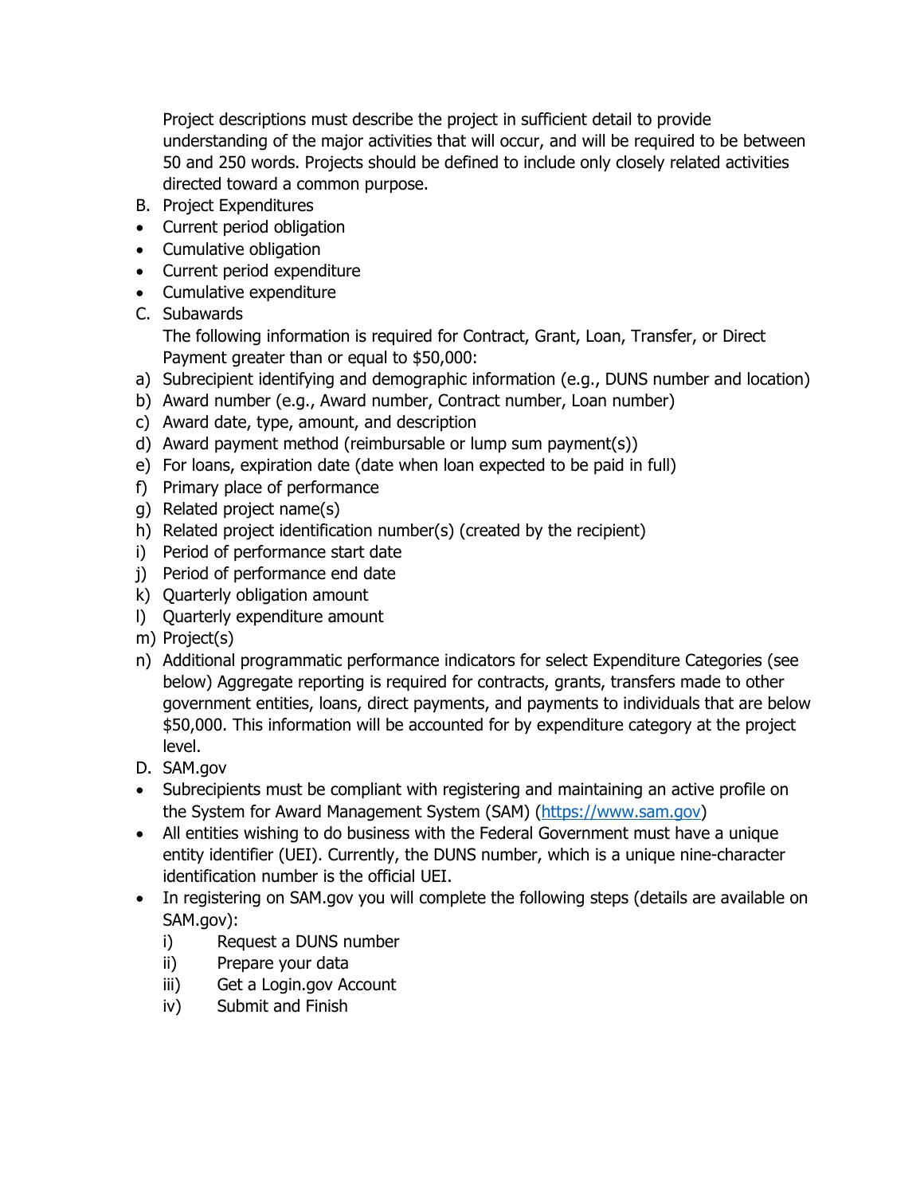Project descriptions must describe the project in sufficient detail to provide understanding of the major activities that will occur, and will be required to be between 50 and 250 words. Projects should be defined to include only closely related activities directed toward a common purpose.

B. Project Expenditures

- Current period obligation
- Cumulative obligation
- Current period expenditure
- Cumulative expenditure

C. Subawards

The following information is required for Contract, Grant, Loan, Transfer, or Direct Payment greater than or equal to $50,000:

a) Subrecipient identifying and demographic information (e.g., DUNS number and location)
b) Award number (e.g., Award number, Contract number, Loan number)
c) Award date, type, amount, and description
d) Award payment method (reimbursable or lump sum payment(s))
e) For loans, expiration date (date when loan expected to be paid in full)
f) Primary place of performance
g) Related project name(s)
h) Related project identification number(s) (created by the recipient)
i) Period of performance start date
j) Period of performance end date
k) Quarterly obligation amount
l) Quarterly expenditure amount
m) Project(s)
n) Additional programmatic performance indicators for select Expenditure Categories (see below) Aggregate reporting is required for contracts, grants, transfers made to other government entities, loans, direct payments, and payments to individuals that are below $50,000. This information will be accounted for by expenditure category at the project level.

D. SAM.gov

- Subrecipients must be compliant with registering and maintaining an active profile on the System for Award Management System (SAM) (https://www.sam.gov)
- All entities wishing to do business with the Federal Government must have a unique entity identifier (UEI). Currently, the DUNS number, which is a unique nine-character identification number is the official UEI.
- In registering on SAM.gov you will complete the following steps (details are available on SAM.gov):
  - i) Request a DUNS number
  - ii) Prepare your data
  - iii) Get a Login.gov Account
  - iv) Submit and Finish